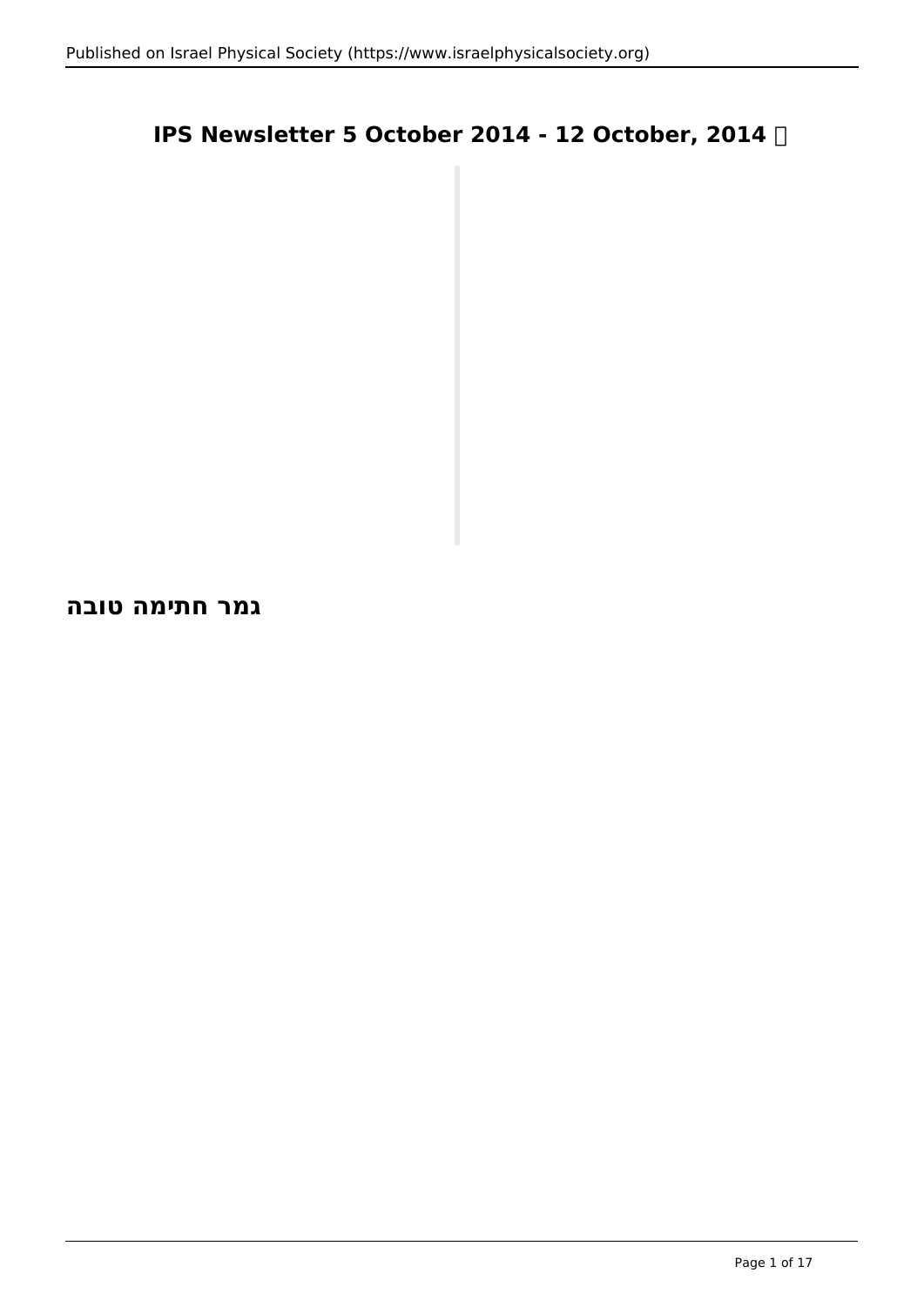# IPS Newsletter 5 October 2014 - 12 October, 2014

## גמר חתימה טובה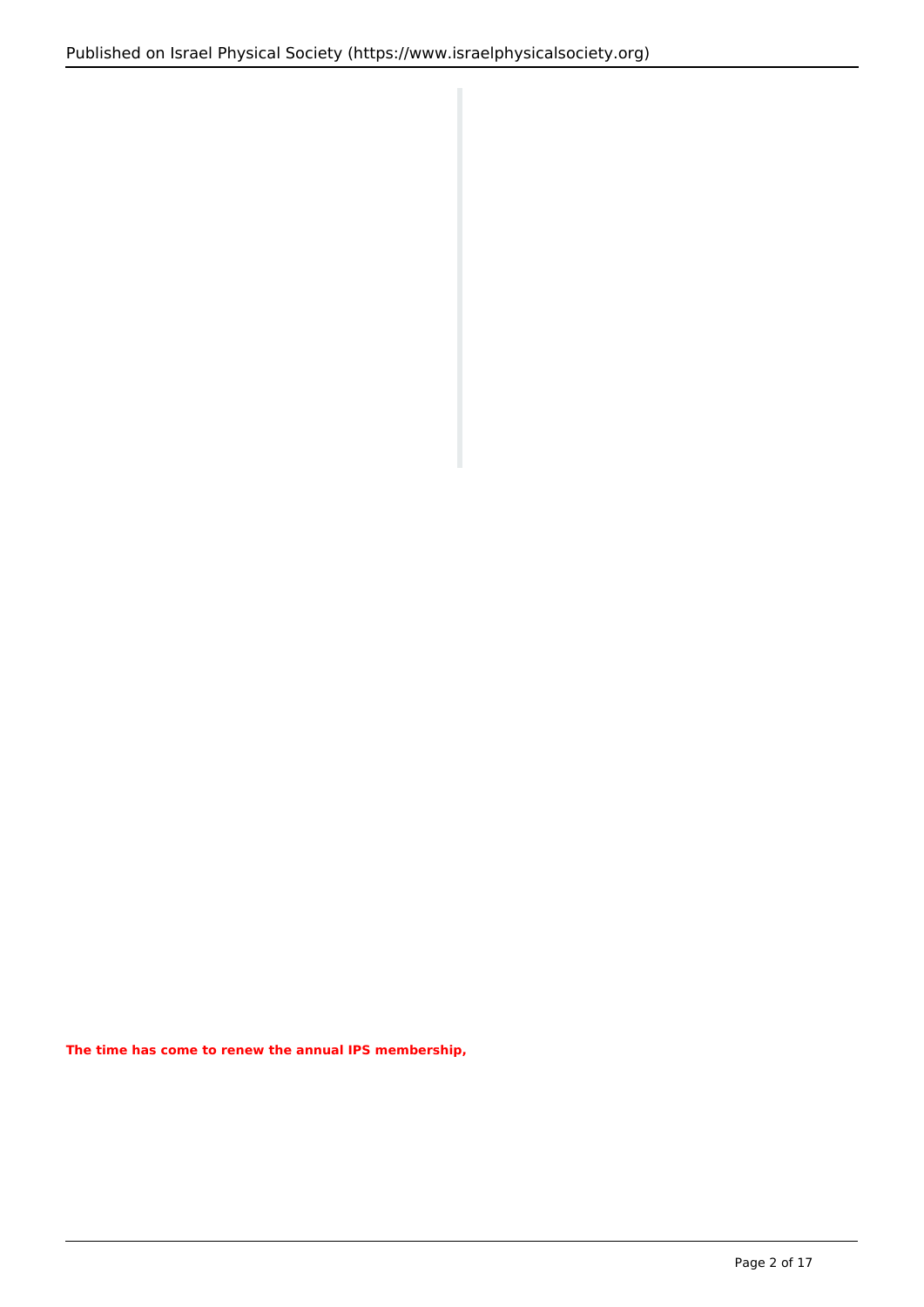**The time has come to renew the annual IPS membership,**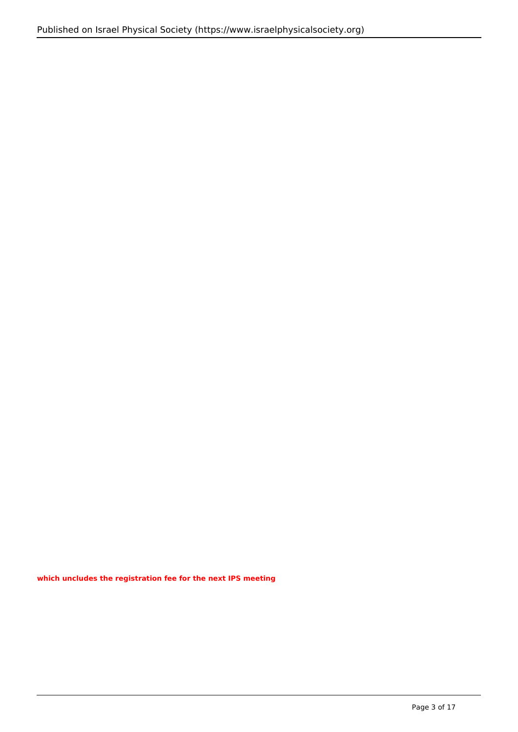**which uncludes the registration fee for the next IPS meeting**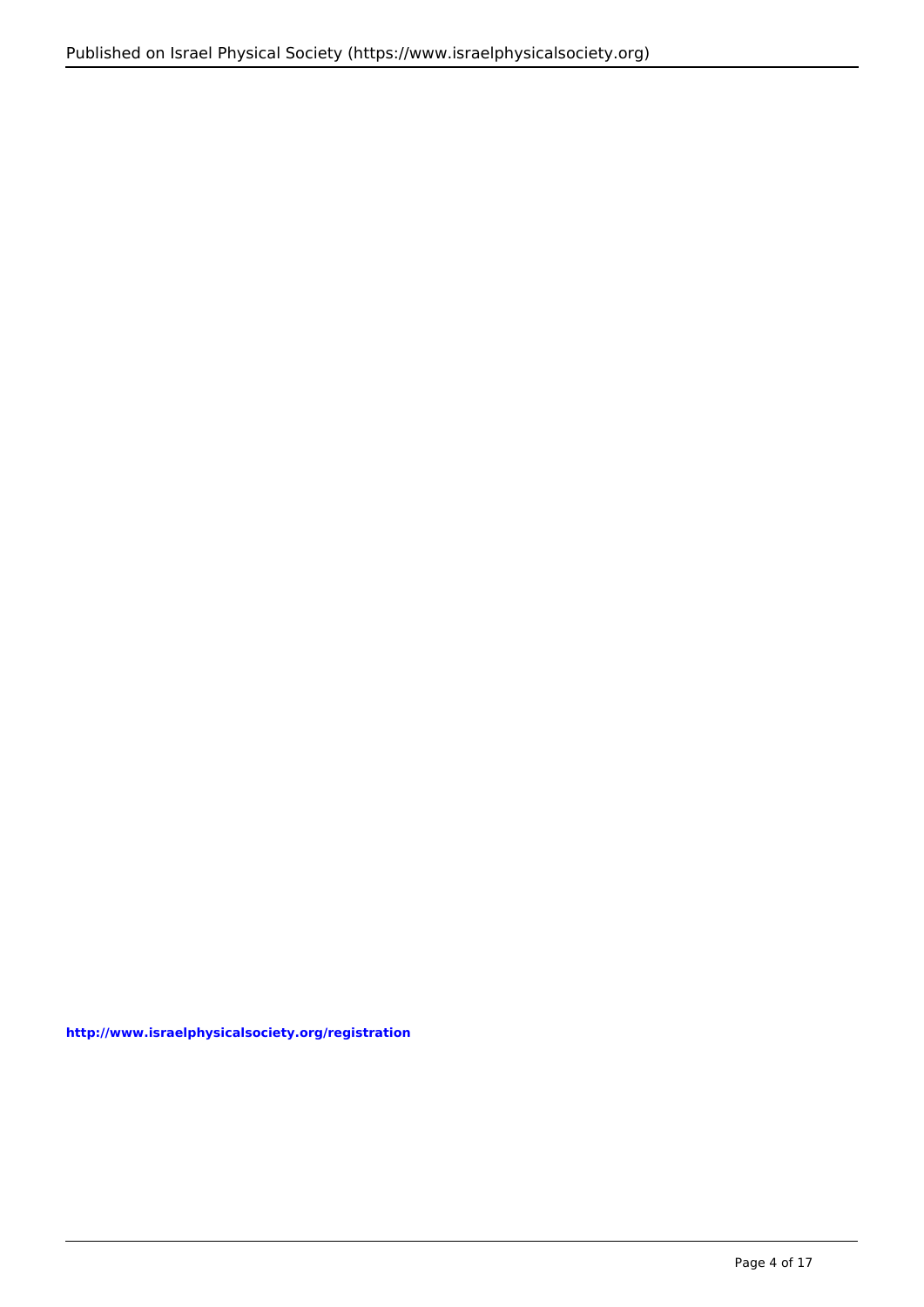**http://www.israelphysicalsociety.org/registration**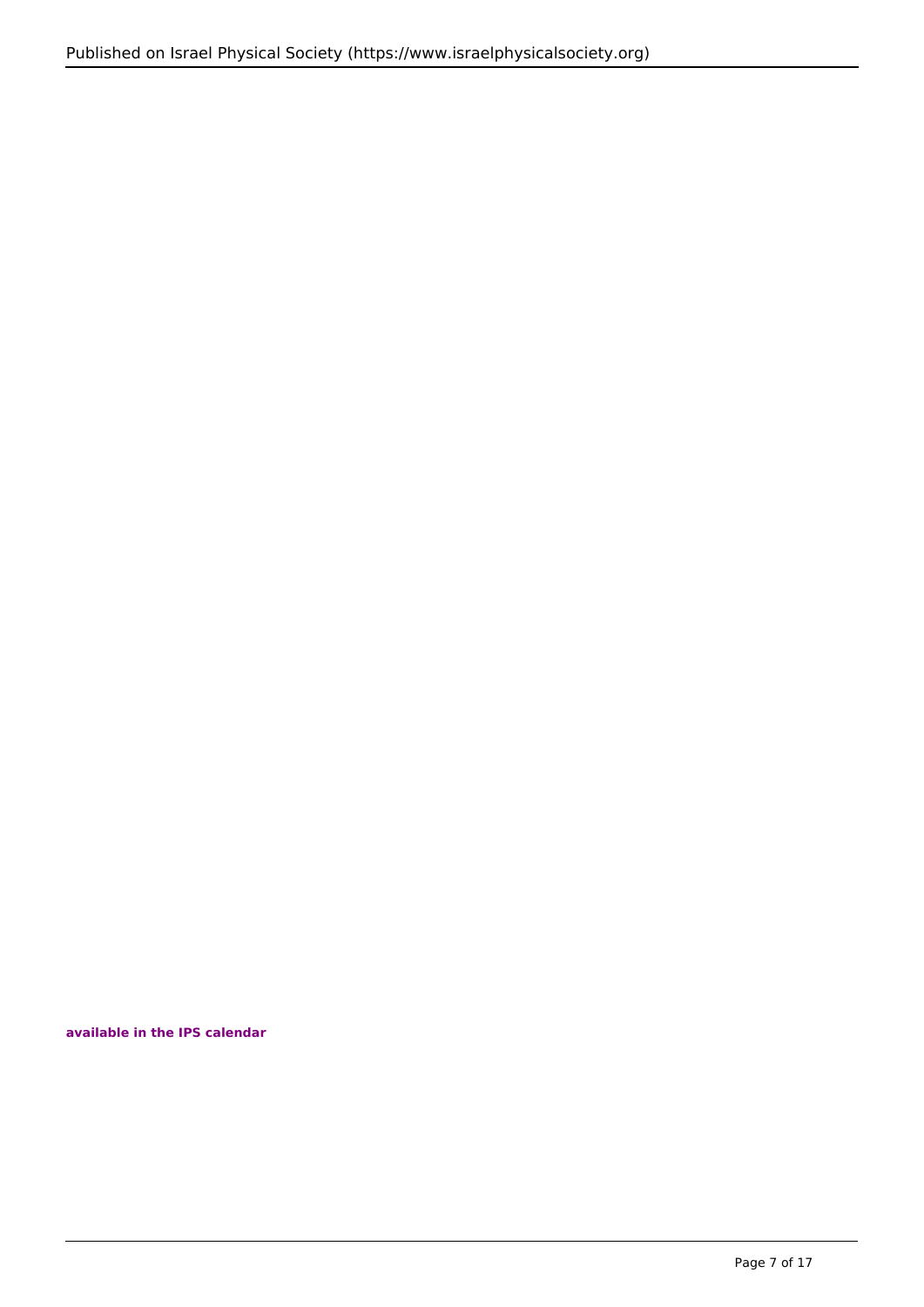**available in the IPS calendar**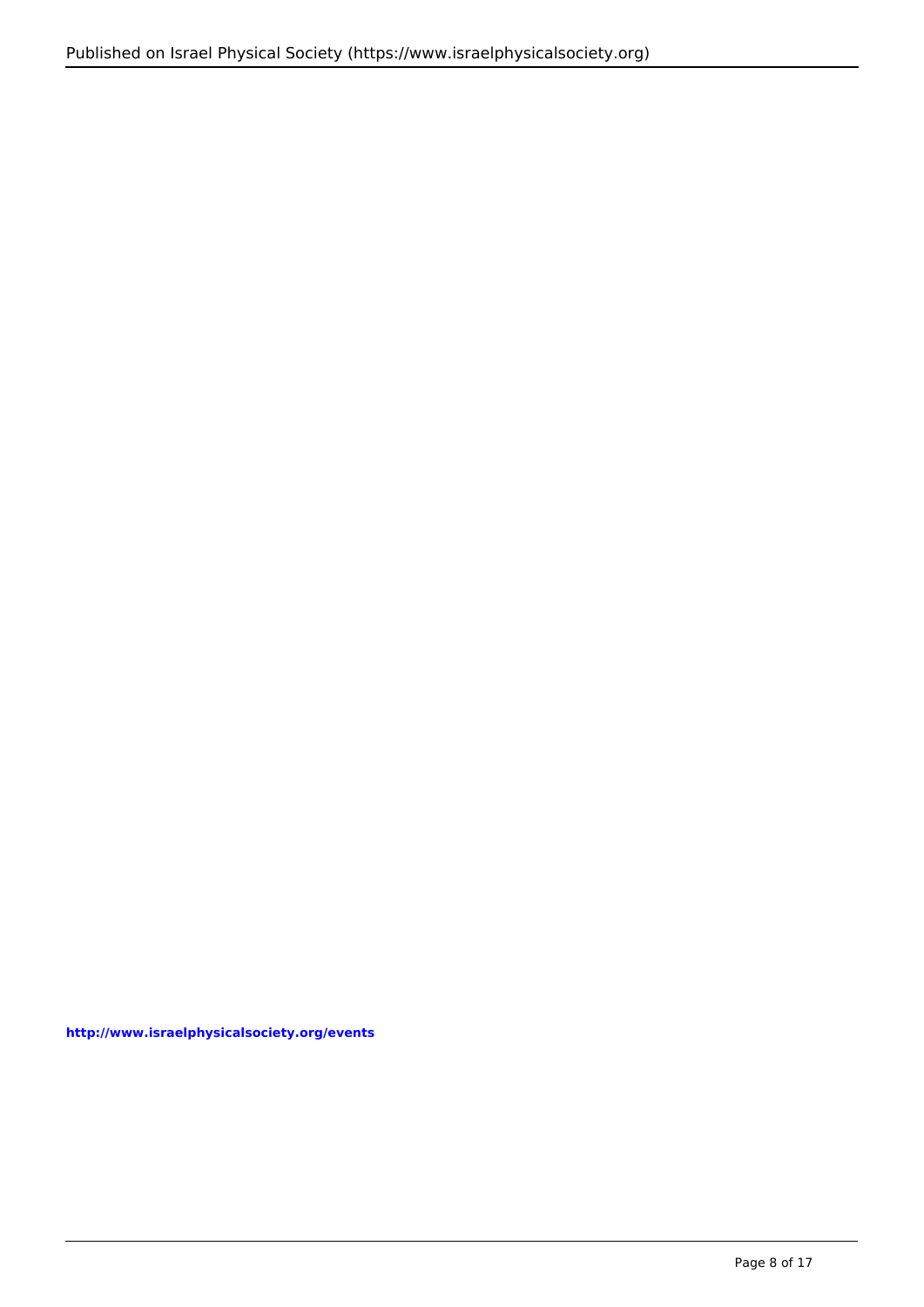**http://www.israelphysicalsociety.org/events**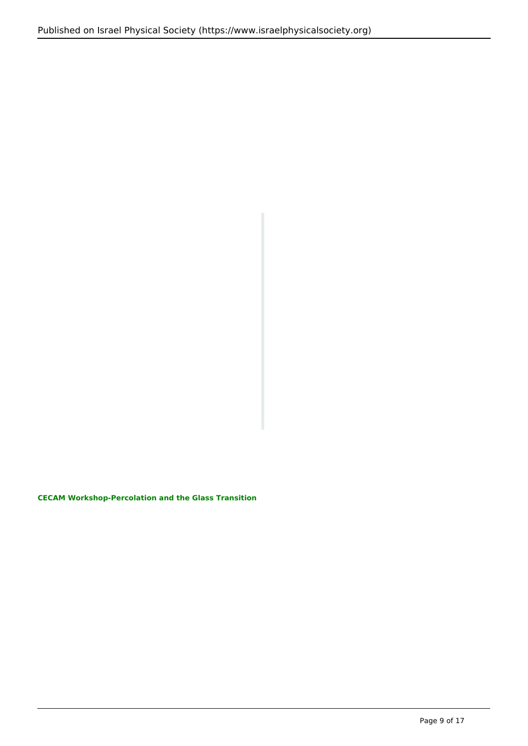**CECAM Workshop-Percolation and the Glass Transition**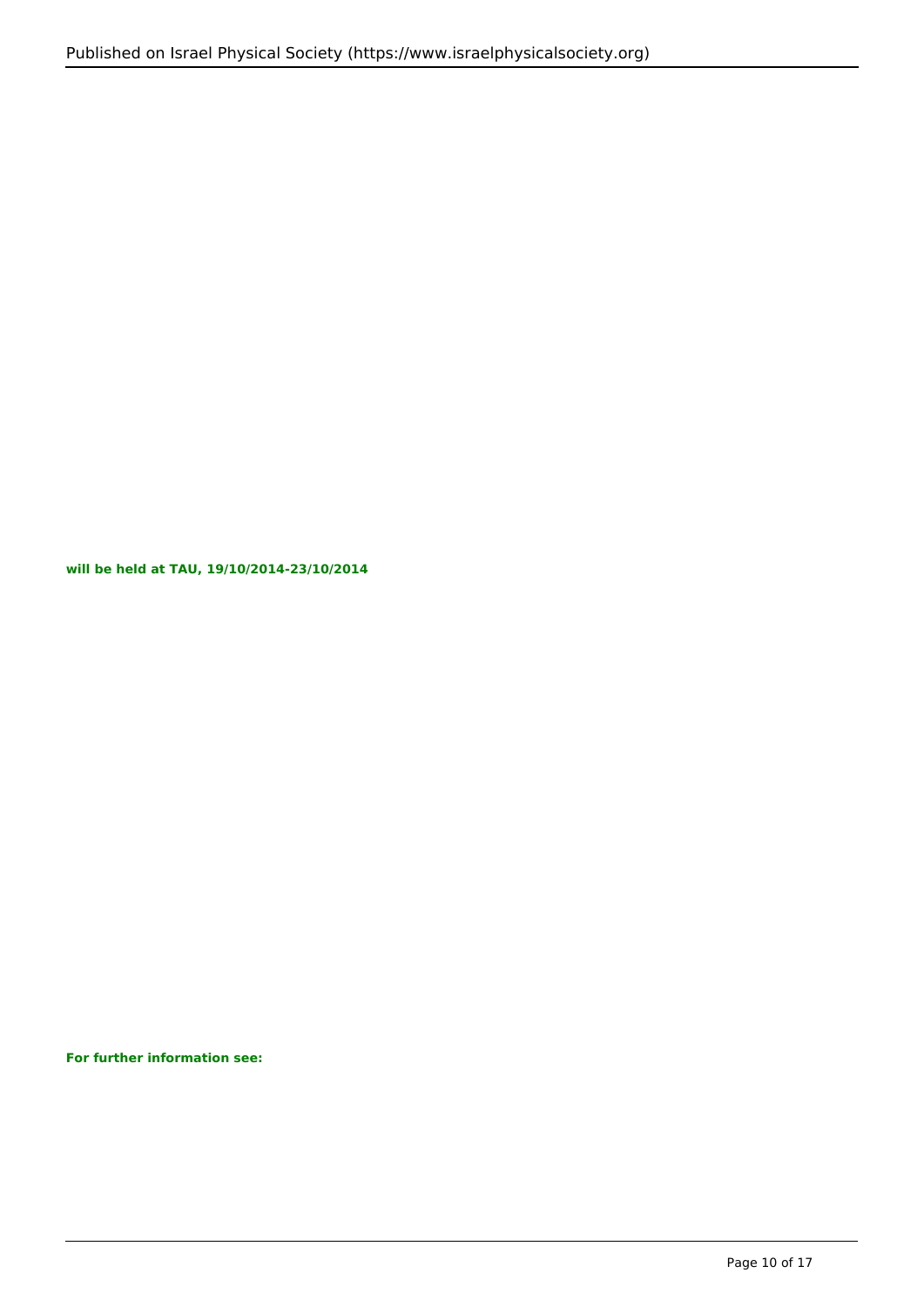**will be held at TAU, 19/10/2014-23/10/2014**

**For further information see:**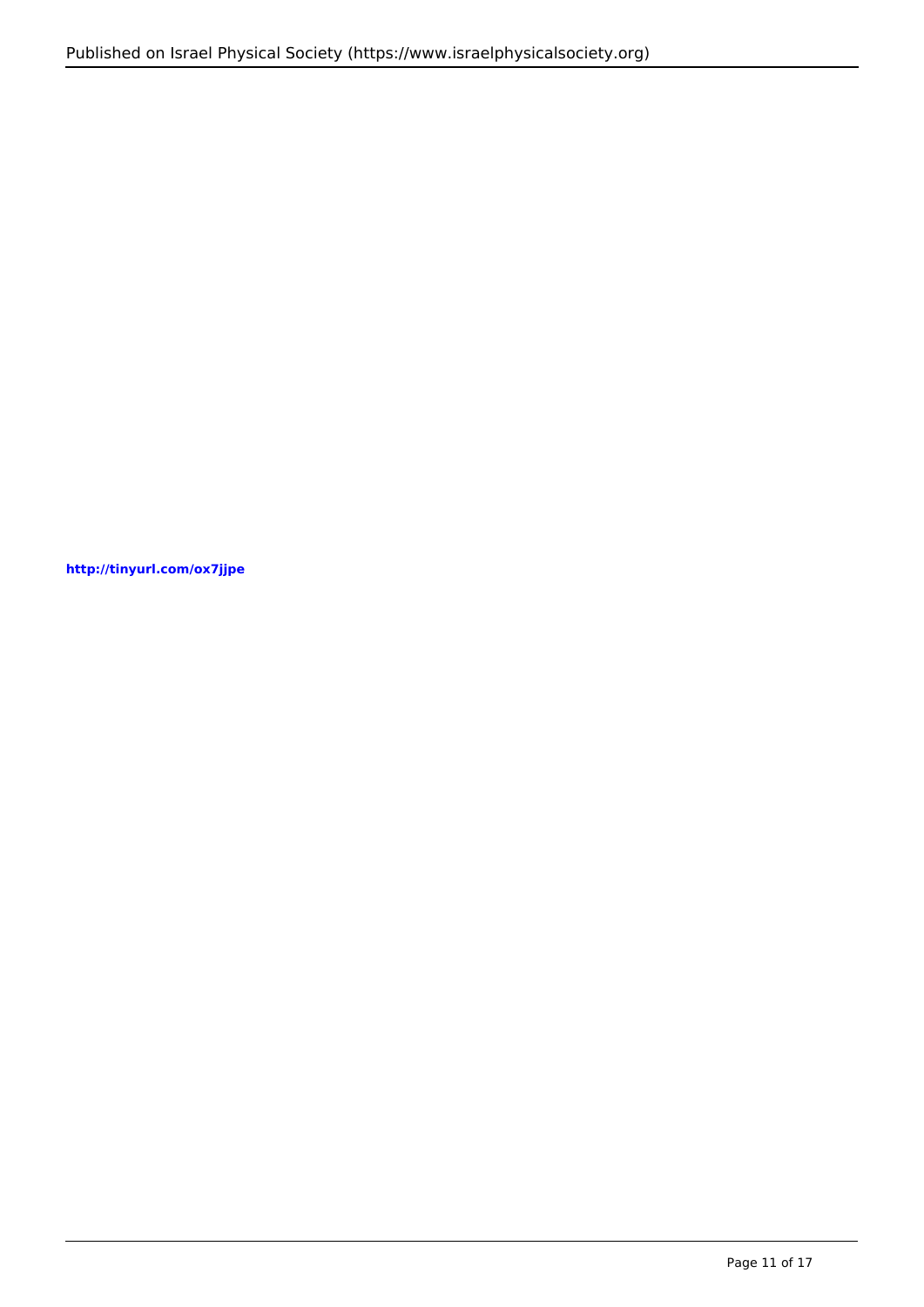**http://tinyurl.com/ox7jjpe**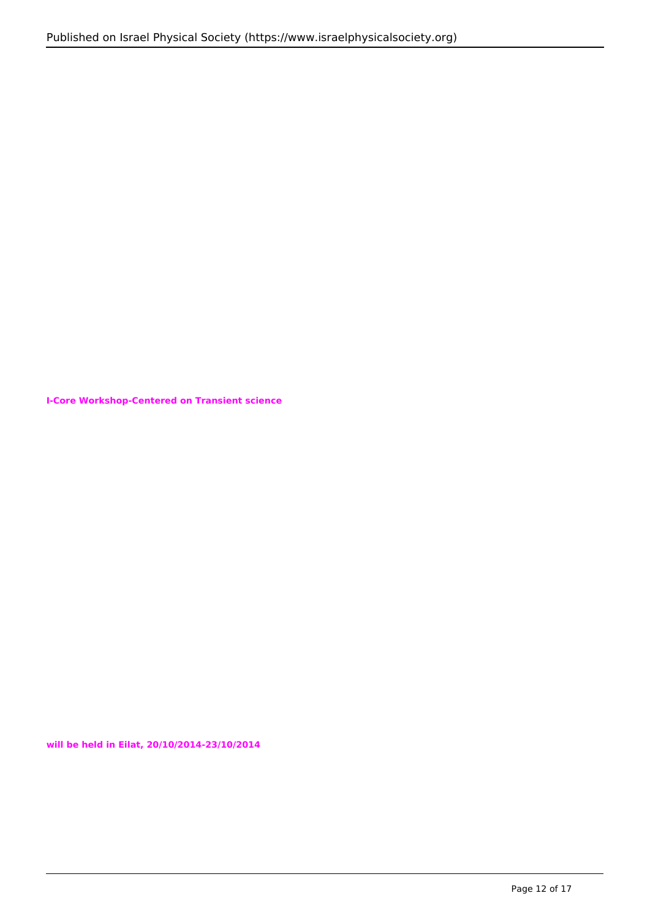**I-Core Workshop-Centered on Transient science**

**will be held in Eilat, 20/10/2014-23/10/2014**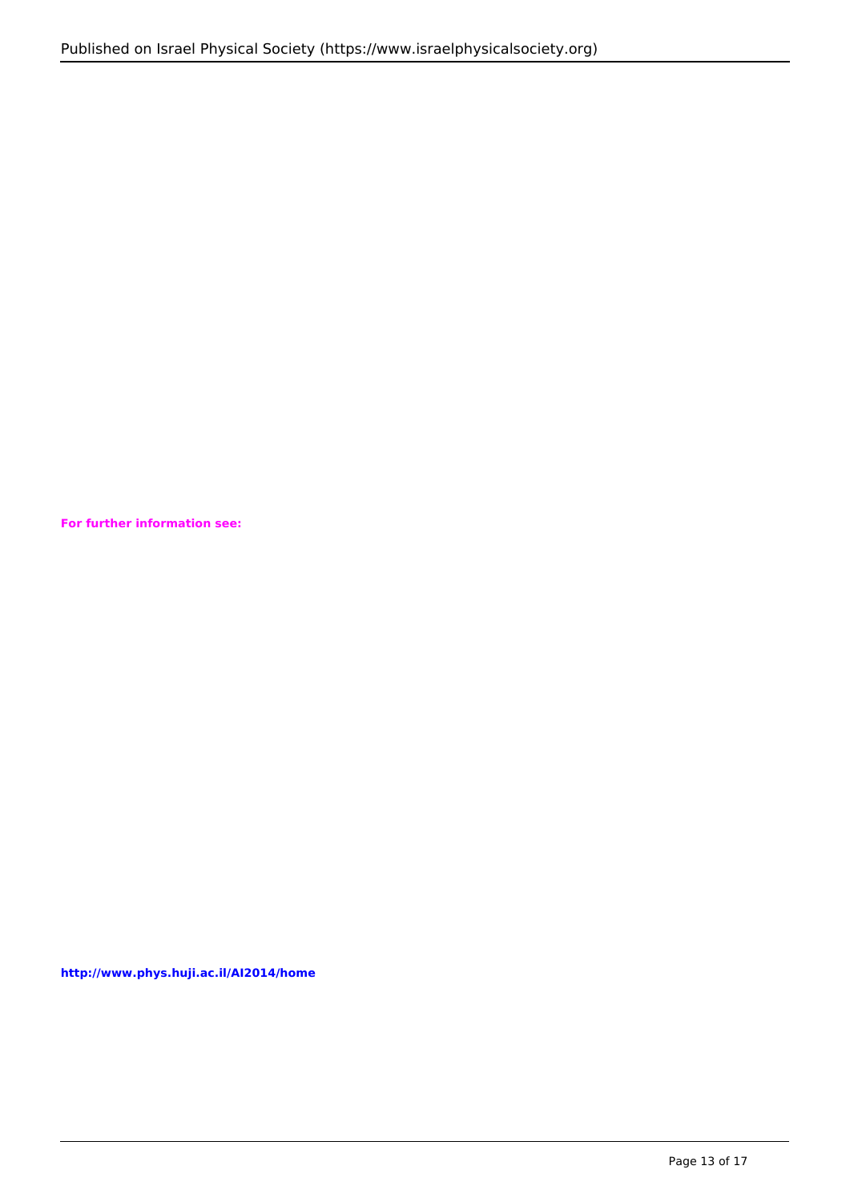**For further information see:**

**http://www.phys.huji.ac.il/AI2014/home**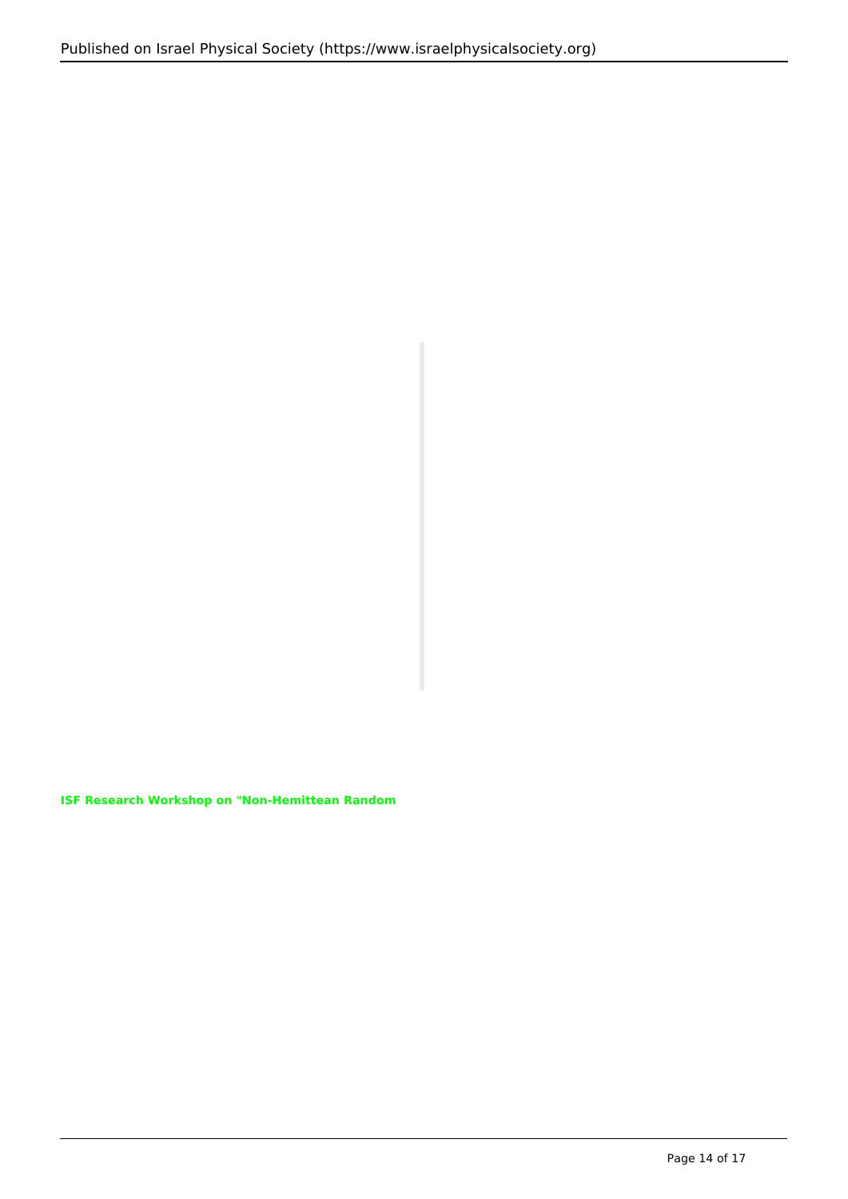**ISF Research Workshop on "Non-Hemittean Random**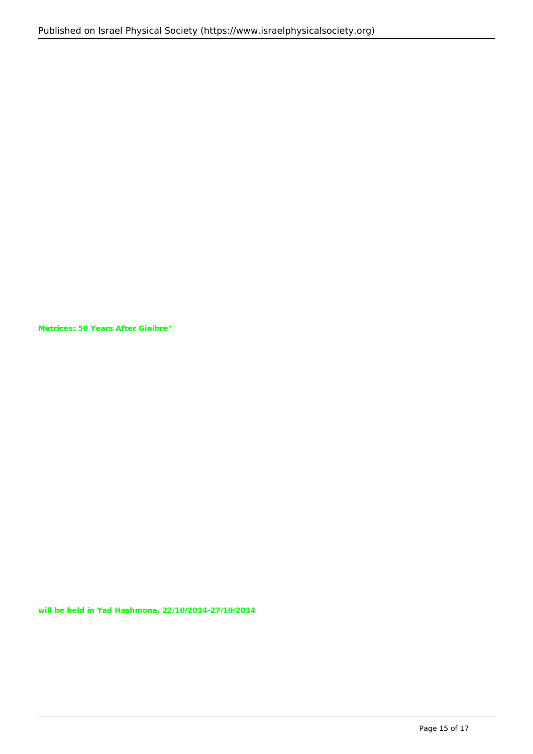**Matrices: 50 Years After Ginibre"**

**will be held in Yad Hashmona, 22/10/2014-27/10/2014**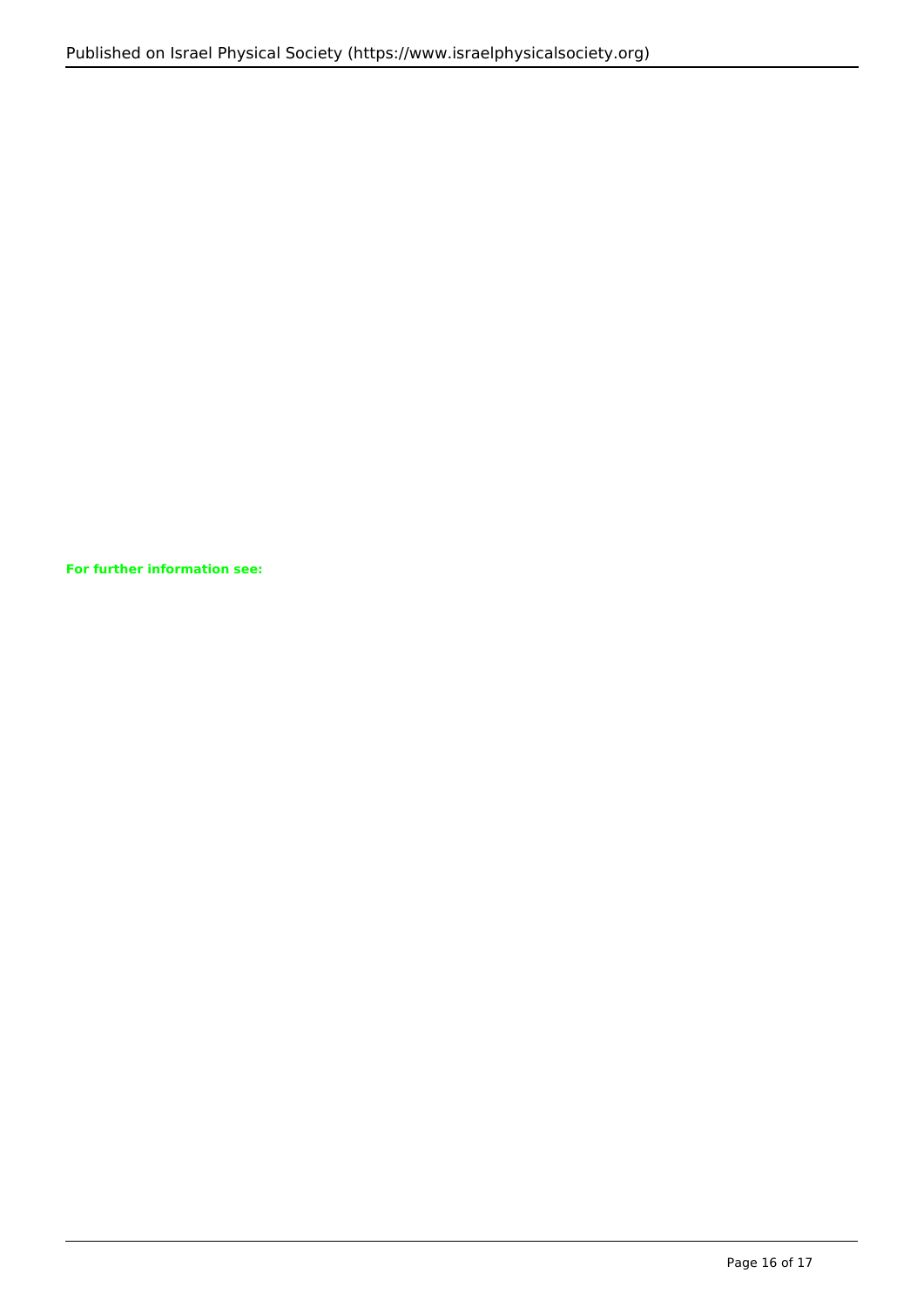**For further information see:**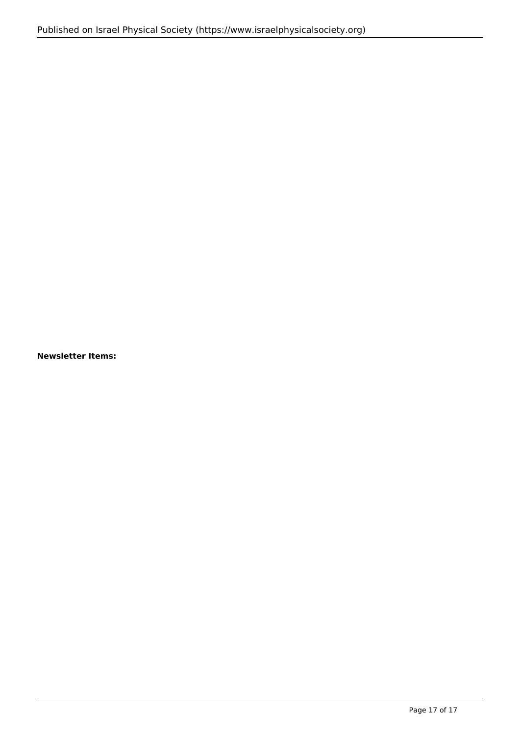**Newsletter Items:**